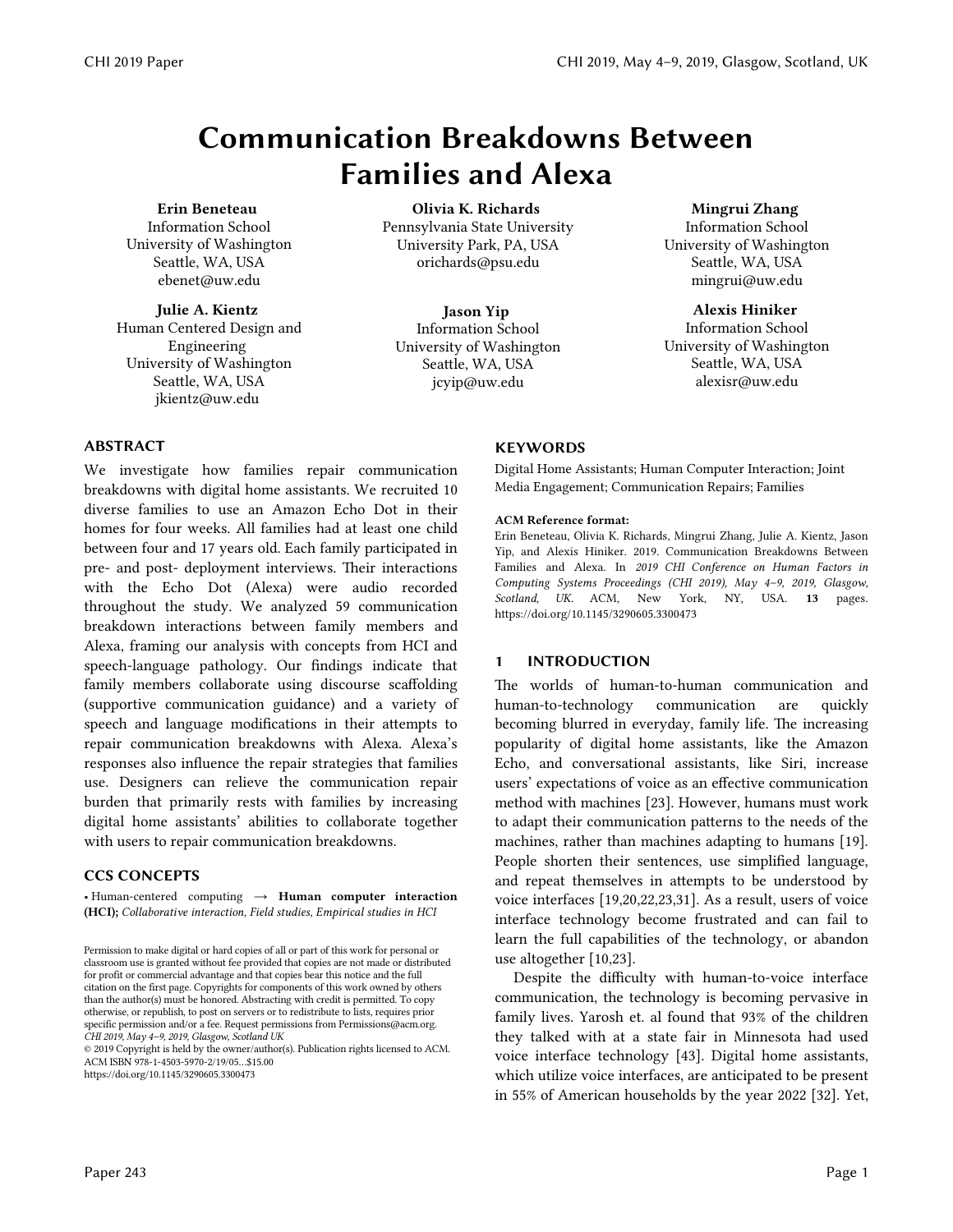# Communication Breakdowns Between Families and Alexa

**Erin Beneteau**
Information School
University of Washington
Seattle, WA, USA
ebenet@uw.edu

**Olivia K. Richards**
Pennsylvania State University
University Park, PA, USA
orichards@psu.edu

**Mingrui Zhang**
Information School
University of Washington
Seattle, WA, USA
mingrui@uw.edu

**Julie A. Kientz**
Human Centered Design and Engineering
University of Washington
Seattle, WA, USA
jkientz@uw.edu

**Jason Yip**
Information School
University of Washington
Seattle, WA, USA
jcyip@uw.edu

**Alexis Hiniker**
Information School
University of Washington
Seattle, WA, USA
alexisr@uw.edu

## ABSTRACT

We investigate how families repair communication breakdowns with digital home assistants. We recruited 10 diverse families to use an Amazon Echo Dot in their homes for four weeks. All families had at least one child between four and 17 years old. Each family participated in pre- and post- deployment interviews. Their interactions with the Echo Dot (Alexa) were audio recorded throughout the study. We analyzed 59 communication breakdown interactions between family members and Alexa, framing our analysis with concepts from HCI and speech-language pathology. Our findings indicate that family members collaborate using discourse scaffolding (supportive communication guidance) and a variety of speech and language modifications in their attempts to repair communication breakdowns with Alexa. Alexa's responses also influence the repair strategies that families use. Designers can relieve the communication repair burden that primarily rests with families by increasing digital home assistants' abilities to collaborate together with users to repair communication breakdowns.

## CCS CONCEPTS

• Human-centered computing → **Human computer interaction (HCI);** *Collaborative interaction, Field studies, Empirical studies in HCI*

## KEYWORDS

Digital Home Assistants; Human Computer Interaction; Joint Media Engagement; Communication Repairs; Families

**ACM Reference format:**
Erin Beneteau, Olivia K. Richards, Mingrui Zhang, Julie A. Kientz, Jason Yip, and Alexis Hiniker. 2019. Communication Breakdowns Between Families and Alexa. In *2019 CHI Conference on Human Factors in Computing Systems Proceedings (CHI 2019), May 4–9, 2019, Glasgow, Scotland, UK.* ACM, New York, NY, USA. **13** pages. https://doi.org/10.1145/3290605.3300473

Permission to make digital or hard copies of all or part of this work for personal or classroom use is granted without fee provided that copies are not made or distributed for profit or commercial advantage and that copies bear this notice and the full citation on the first page. Copyrights for components of this work owned by others than the author(s) must be honored. Abstracting with credit is permitted. To copy otherwise, or republish, to post on servers or to redistribute to lists, requires prior specific permission and/or a fee. Request permissions from Permissions@acm.org.
*CHI 2019, May 4–9, 2019, Glasgow, Scotland UK*
© 2019 Copyright is held by the owner/author(s). Publication rights licensed to ACM.
ACM ISBN 978-1-4503-5970-2/19/05…$15.00
https://doi.org/10.1145/3290605.3300473

## 1 INTRODUCTION

The worlds of human-to-human communication and human-to-technology communication are quickly becoming blurred in everyday, family life. The increasing popularity of digital home assistants, like the Amazon Echo, and conversational assistants, like Siri, increase users' expectations of voice as an effective communication method with machines [23]. However, humans must work to adapt their communication patterns to the needs of the machines, rather than machines adapting to humans [19]. People shorten their sentences, use simplified language, and repeat themselves in attempts to be understood by voice interfaces [19,20,22,23,31]. As a result, users of voice interface technology become frustrated and can fail to learn the full capabilities of the technology, or abandon use altogether [10,23].

Despite the difficulty with human-to-voice interface communication, the technology is becoming pervasive in family lives. Yarosh et. al found that 93% of the children they talked with at a state fair in Minnesota had used voice interface technology [43]. Digital home assistants, which utilize voice interfaces, are anticipated to be present in 55% of American households by the year 2022 [32]. Yet,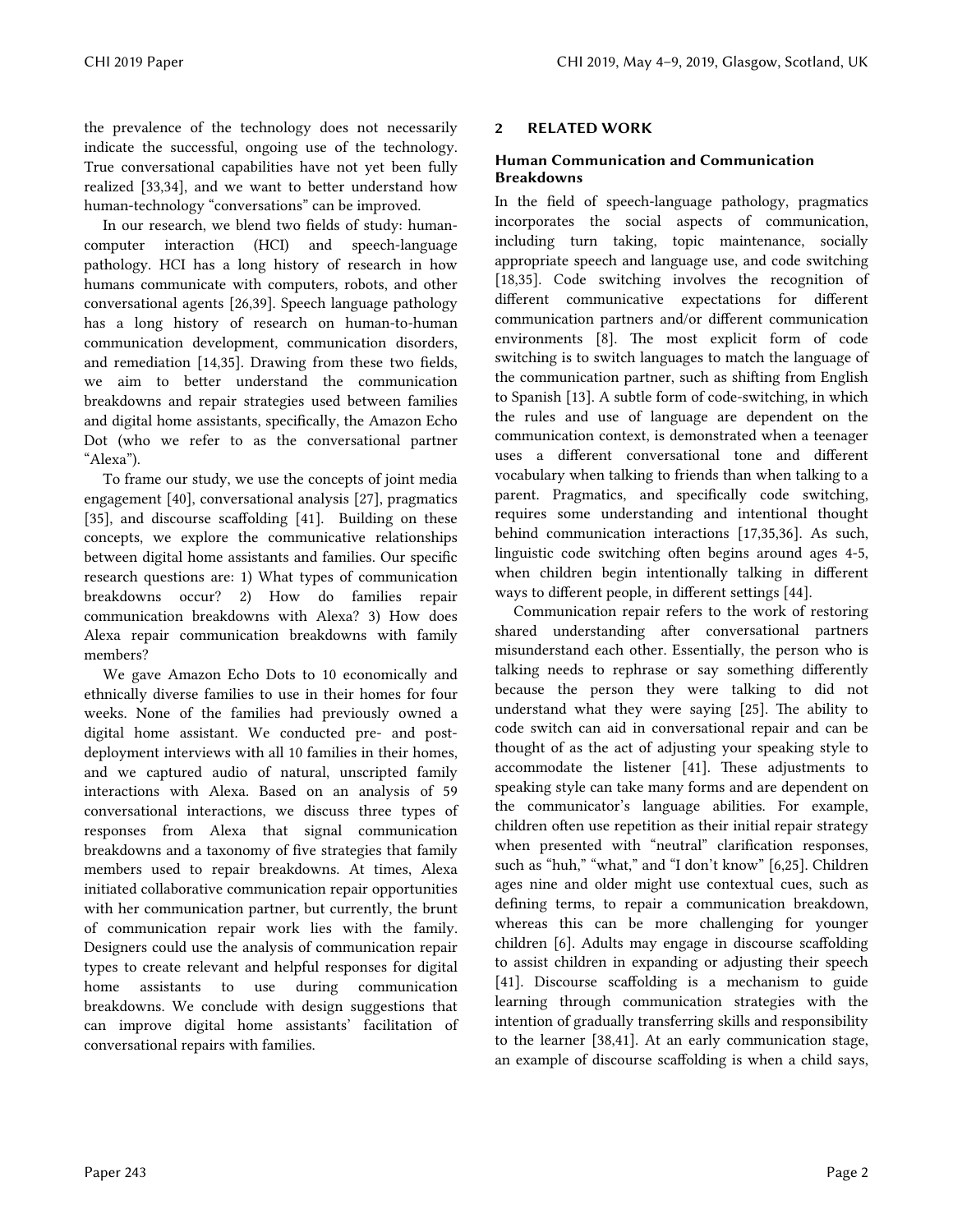the prevalence of the technology does not necessarily indicate the successful, ongoing use of the technology. True conversational capabilities have not yet been fully realized [33,34], and we want to better understand how human-technology "conversations" can be improved.

In our research, we blend two fields of study: human-computer interaction (HCI) and speech-language pathology. HCI has a long history of research in how humans communicate with computers, robots, and other conversational agents [26,39]. Speech language pathology has a long history of research on human-to-human communication development, communication disorders, and remediation [14,35]. Drawing from these two fields, we aim to better understand the communication breakdowns and repair strategies used between families and digital home assistants, specifically, the Amazon Echo Dot (who we refer to as the conversational partner "Alexa").

To frame our study, we use the concepts of joint media engagement [40], conversational analysis [27], pragmatics [35], and discourse scaffolding [41]. Building on these concepts, we explore the communicative relationships between digital home assistants and families. Our specific research questions are: 1) What types of communication breakdowns occur? 2) How do families repair communication breakdowns with Alexa? 3) How does Alexa repair communication breakdowns with family members?

We gave Amazon Echo Dots to 10 economically and ethnically diverse families to use in their homes for four weeks. None of the families had previously owned a digital home assistant. We conducted pre- and post-deployment interviews with all 10 families in their homes, and we captured audio of natural, unscripted family interactions with Alexa. Based on an analysis of 59 conversational interactions, we discuss three types of responses from Alexa that signal communication breakdowns and a taxonomy of five strategies that family members used to repair breakdowns. At times, Alexa initiated collaborative communication repair opportunities with her communication partner, but currently, the brunt of communication repair work lies with the family. Designers could use the analysis of communication repair types to create relevant and helpful responses for digital home assistants to use during communication breakdowns. We conclude with design suggestions that can improve digital home assistants' facilitation of conversational repairs with families.

## 2 RELATED WORK

### Human Communication and Communication Breakdowns

In the field of speech-language pathology, pragmatics incorporates the social aspects of communication, including turn taking, topic maintenance, socially appropriate speech and language use, and code switching [18,35]. Code switching involves the recognition of different communicative expectations for different communication partners and/or different communication environments [8]. The most explicit form of code switching is to switch languages to match the language of the communication partner, such as shifting from English to Spanish [13]. A subtle form of code-switching, in which the rules and use of language are dependent on the communication context, is demonstrated when a teenager uses a different conversational tone and different vocabulary when talking to friends than when talking to a parent. Pragmatics, and specifically code switching, requires some understanding and intentional thought behind communication interactions [17,35,36]. As such, linguistic code switching often begins around ages 4-5, when children begin intentionally talking in different ways to different people, in different settings [44].

Communication repair refers to the work of restoring shared understanding after conversational partners misunderstand each other. Essentially, the person who is talking needs to rephrase or say something differently because the person they were talking to did not understand what they were saying [25]. The ability to code switch can aid in conversational repair and can be thought of as the act of adjusting your speaking style to accommodate the listener [41]. These adjustments to speaking style can take many forms and are dependent on the communicator's language abilities. For example, children often use repetition as their initial repair strategy when presented with "neutral" clarification responses, such as "huh," "what," and "I don't know" [6,25]. Children ages nine and older might use contextual cues, such as defining terms, to repair a communication breakdown, whereas this can be more challenging for younger children [6]. Adults may engage in discourse scaffolding to assist children in expanding or adjusting their speech [41]. Discourse scaffolding is a mechanism to guide learning through communication strategies with the intention of gradually transferring skills and responsibility to the learner [38,41]. At an early communication stage, an example of discourse scaffolding is when a child says,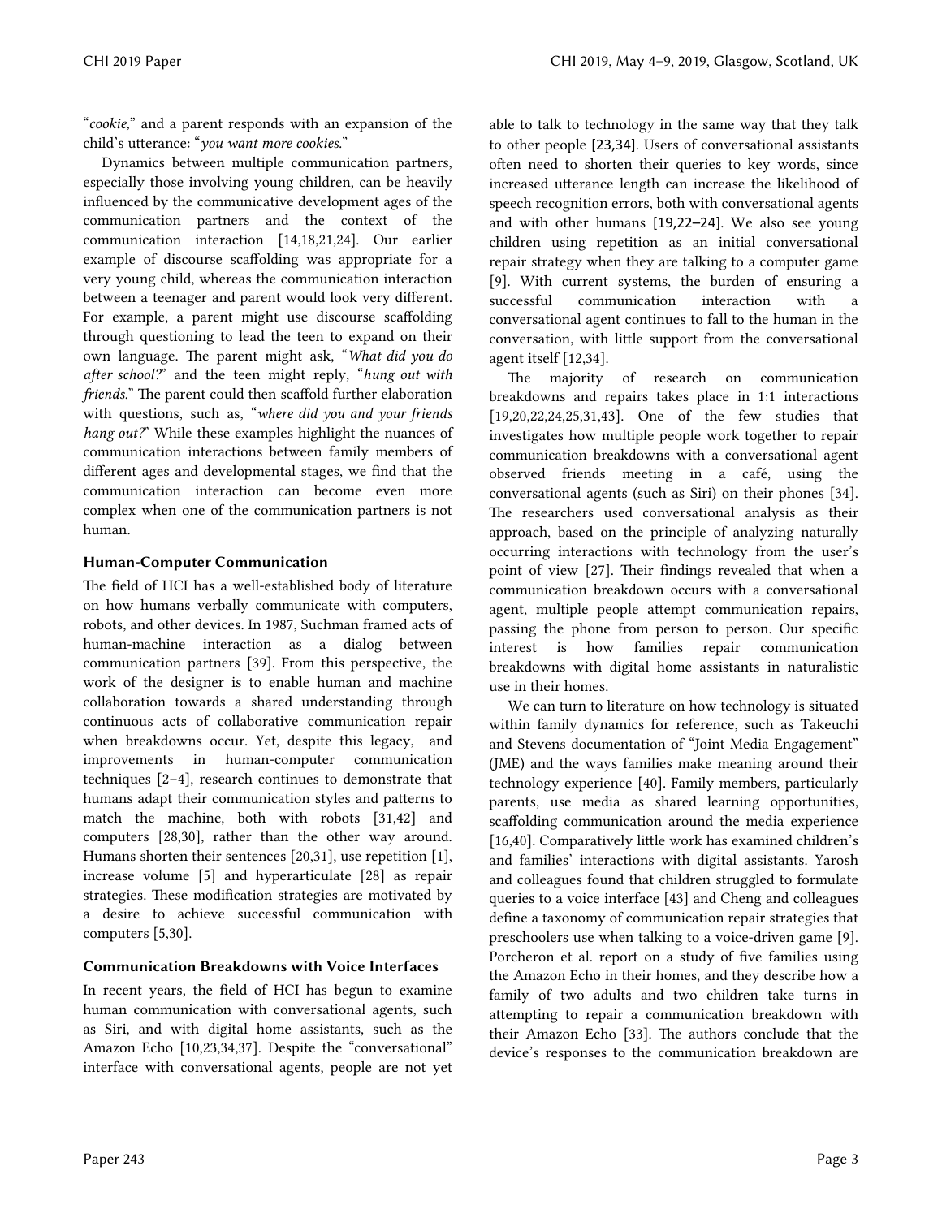"*cookie,*" and a parent responds with an expansion of the child's utterance: "*you want more cookies.*"

Dynamics between multiple communication partners, especially those involving young children, can be heavily influenced by the communicative development ages of the communication partners and the context of the communication interaction [14,18,21,24]. Our earlier example of discourse scaffolding was appropriate for a very young child, whereas the communication interaction between a teenager and parent would look very different. For example, a parent might use discourse scaffolding through questioning to lead the teen to expand on their own language. The parent might ask, "*What did you do after school?*" and the teen might reply, "*hung out with friends.*" The parent could then scaffold further elaboration with questions, such as, "*where did you and your friends hang out?*" While these examples highlight the nuances of communication interactions between family members of different ages and developmental stages, we find that the communication interaction can become even more complex when one of the communication partners is not human.

### Human-Computer Communication

The field of HCI has a well-established body of literature on how humans verbally communicate with computers, robots, and other devices. In 1987, Suchman framed acts of human-machine interaction as a dialog between communication partners [39]. From this perspective, the work of the designer is to enable human and machine collaboration towards a shared understanding through continuous acts of collaborative communication repair when breakdowns occur. Yet, despite this legacy, and improvements in human-computer communication techniques [2–4], research continues to demonstrate that humans adapt their communication styles and patterns to match the machine, both with robots [31,42] and computers [28,30], rather than the other way around. Humans shorten their sentences [20,31], use repetition [1], increase volume [5] and hyperarticulate [28] as repair strategies. These modification strategies are motivated by a desire to achieve successful communication with computers [5,30].

### Communication Breakdowns with Voice Interfaces

In recent years, the field of HCI has begun to examine human communication with conversational agents, such as Siri, and with digital home assistants, such as the Amazon Echo [10,23,34,37]. Despite the "conversational" interface with conversational agents, people are not yet able to talk to technology in the same way that they talk to other people [23,34]. Users of conversational assistants often need to shorten their queries to key words, since increased utterance length can increase the likelihood of speech recognition errors, both with conversational agents and with other humans [19,22–24]. We also see young children using repetition as an initial conversational repair strategy when they are talking to a computer game [9]. With current systems, the burden of ensuring a successful communication interaction with a conversational agent continues to fall to the human in the conversation, with little support from the conversational agent itself [12,34].

The majority of research on communication breakdowns and repairs takes place in 1:1 interactions [19,20,22,24,25,31,43]. One of the few studies that investigates how multiple people work together to repair communication breakdowns with a conversational agent observed friends meeting in a café, using the conversational agents (such as Siri) on their phones [34]. The researchers used conversational analysis as their approach, based on the principle of analyzing naturally occurring interactions with technology from the user's point of view [27]. Their findings revealed that when a communication breakdown occurs with a conversational agent, multiple people attempt communication repairs, passing the phone from person to person. Our specific interest is how families repair communication breakdowns with digital home assistants in naturalistic use in their homes.

We can turn to literature on how technology is situated within family dynamics for reference, such as Takeuchi and Stevens documentation of "Joint Media Engagement" (JME) and the ways families make meaning around their technology experience [40]. Family members, particularly parents, use media as shared learning opportunities, scaffolding communication around the media experience [16,40]. Comparatively little work has examined children's and families' interactions with digital assistants. Yarosh and colleagues found that children struggled to formulate queries to a voice interface [43] and Cheng and colleagues define a taxonomy of communication repair strategies that preschoolers use when talking to a voice-driven game [9]. Porcheron et al. report on a study of five families using the Amazon Echo in their homes, and they describe how a family of two adults and two children take turns in attempting to repair a communication breakdown with their Amazon Echo [33]. The authors conclude that the device's responses to the communication breakdown are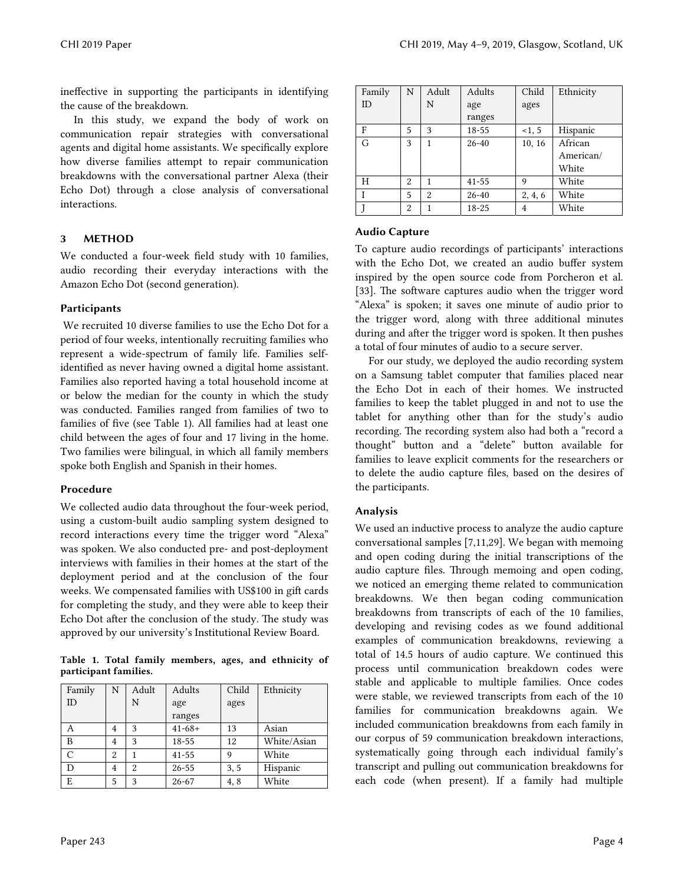ineffective in supporting the participants in identifying the cause of the breakdown.

In this study, we expand the body of work on communication repair strategies with conversational agents and digital home assistants. We specifically explore how diverse families attempt to repair communication breakdowns with the conversational partner Alexa (their Echo Dot) through a close analysis of conversational interactions.

## 3 METHOD

We conducted a four-week field study with 10 families, audio recording their everyday interactions with the Amazon Echo Dot (second generation).

### Participants

We recruited 10 diverse families to use the Echo Dot for a period of four weeks, intentionally recruiting families who represent a wide-spectrum of family life. Families self-identified as never having owned a digital home assistant. Families also reported having a total household income at or below the median for the county in which the study was conducted. Families ranged from families of two to families of five (see Table 1). All families had at least one child between the ages of four and 17 living in the home. Two families were bilingual, in which all family members spoke both English and Spanish in their homes.

### Procedure

We collected audio data throughout the four-week period, using a custom-built audio sampling system designed to record interactions every time the trigger word "Alexa" was spoken. We also conducted pre- and post-deployment interviews with families in their homes at the start of the deployment period and at the conclusion of the four weeks. We compensated families with US$100 in gift cards for completing the study, and they were able to keep their Echo Dot after the conclusion of the study. The study was approved by our university's Institutional Review Board.

**Table 1. Total family members, ages, and ethnicity of participant families.**

| Family ID | N | Adult N | Adults age ranges | Child ages | Ethnicity |
|---|---|---|---|---|---|
| A | 4 | 3 | 41-68+ | 13 | Asian |
| B | 4 | 3 | 18-55 | 12 | White/Asian |
| C | 2 | 1 | 41-55 | 9 | White |
| D | 4 | 2 | 26-55 | 3, 5 | Hispanic |
| E | 5 | 3 | 26-67 | 4, 8 | White |
| F | 5 | 3 | 18-55 | <1, 5 | Hispanic |
| G | 3 | 1 | 26-40 | 10, 16 | African American/ White |
| H | 2 | 1 | 41-55 | 9 | White |
| I | 5 | 2 | 26-40 | 2, 4, 6 | White |
| J | 2 | 1 | 18-25 | 4 | White |

### Audio Capture

To capture audio recordings of participants' interactions with the Echo Dot, we created an audio buffer system inspired by the open source code from Porcheron et al. [33]. The software captures audio when the trigger word "Alexa" is spoken; it saves one minute of audio prior to the trigger word, along with three additional minutes during and after the trigger word is spoken. It then pushes a total of four minutes of audio to a secure server.

For our study, we deployed the audio recording system on a Samsung tablet computer that families placed near the Echo Dot in each of their homes. We instructed families to keep the tablet plugged in and not to use the tablet for anything other than for the study's audio recording. The recording system also had both a "record a thought" button and a "delete" button available for families to leave explicit comments for the researchers or to delete the audio capture files, based on the desires of the participants.

### Analysis

We used an inductive process to analyze the audio capture conversational samples [7,11,29]. We began with memoing and open coding during the initial transcriptions of the audio capture files. Through memoing and open coding, we noticed an emerging theme related to communication breakdowns. We then began coding communication breakdowns from transcripts of each of the 10 families, developing and revising codes as we found additional examples of communication breakdowns, reviewing a total of 14.5 hours of audio capture. We continued this process until communication breakdown codes were stable and applicable to multiple families. Once codes were stable, we reviewed transcripts from each of the 10 families for communication breakdowns again. We included communication breakdowns from each family in our corpus of 59 communication breakdown interactions, systematically going through each individual family's transcript and pulling out communication breakdowns for each code (when present). If a family had multiple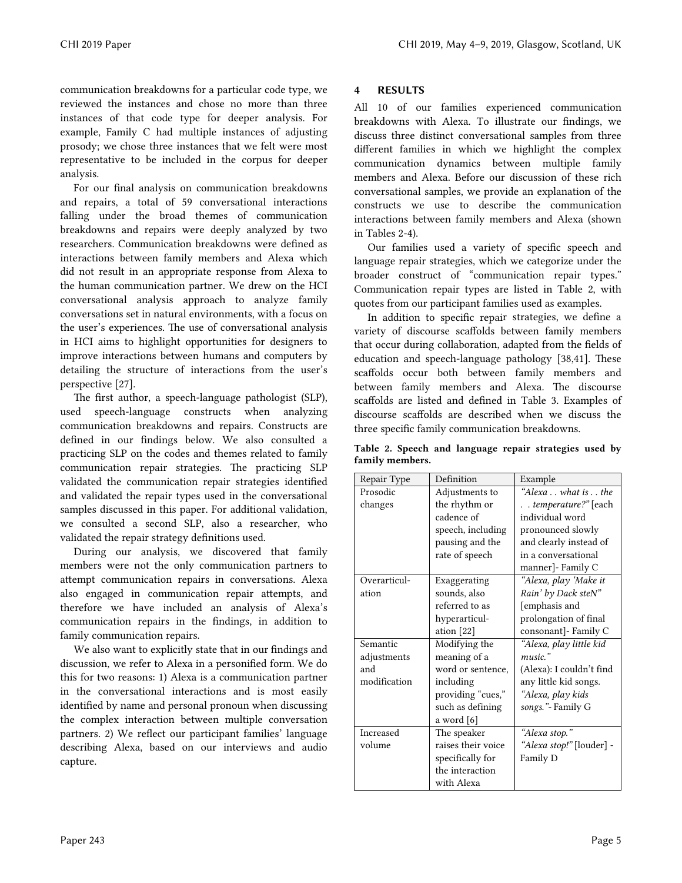communication breakdowns for a particular code type, we reviewed the instances and chose no more than three instances of that code type for deeper analysis. For example, Family C had multiple instances of adjusting prosody; we chose three instances that we felt were most representative to be included in the corpus for deeper analysis.

For our final analysis on communication breakdowns and repairs, a total of 59 conversational interactions falling under the broad themes of communication breakdowns and repairs were deeply analyzed by two researchers. Communication breakdowns were defined as interactions between family members and Alexa which did not result in an appropriate response from Alexa to the human communication partner. We drew on the HCI conversational analysis approach to analyze family conversations set in natural environments, with a focus on the user's experiences. The use of conversational analysis in HCI aims to highlight opportunities for designers to improve interactions between humans and computers by detailing the structure of interactions from the user's perspective [27].

The first author, a speech-language pathologist (SLP), used speech-language constructs when analyzing communication breakdowns and repairs. Constructs are defined in our findings below. We also consulted a practicing SLP on the codes and themes related to family communication repair strategies. The practicing SLP validated the communication repair strategies identified and validated the repair types used in the conversational samples discussed in this paper. For additional validation, we consulted a second SLP, also a researcher, who validated the repair strategy definitions used.

During our analysis, we discovered that family members were not the only communication partners to attempt communication repairs in conversations. Alexa also engaged in communication repair attempts, and therefore we have included an analysis of Alexa's communication repairs in the findings, in addition to family communication repairs.

We also want to explicitly state that in our findings and discussion, we refer to Alexa in a personified form. We do this for two reasons: 1) Alexa is a communication partner in the conversational interactions and is most easily identified by name and personal pronoun when discussing the complex interaction between multiple conversation partners. 2) We reflect our participant families' language describing Alexa, based on our interviews and audio capture.

## 4 RESULTS

All 10 of our families experienced communication breakdowns with Alexa. To illustrate our findings, we discuss three distinct conversational samples from three different families in which we highlight the complex communication dynamics between multiple family members and Alexa. Before our discussion of these rich conversational samples, we provide an explanation of the constructs we use to describe the communication interactions between family members and Alexa (shown in Tables 2-4).

Our families used a variety of specific speech and language repair strategies, which we categorize under the broader construct of "communication repair types." Communication repair types are listed in Table 2, with quotes from our participant families used as examples.

In addition to specific repair strategies, we define a variety of discourse scaffolds between family members that occur during collaboration, adapted from the fields of education and speech-language pathology [38,41]. These scaffolds occur both between family members and between family members and Alexa. The discourse scaffolds are listed and defined in Table 3. Examples of discourse scaffolds are described when we discuss the three specific family communication breakdowns.

**Table 2. Speech and language repair strategies used by family members.**

| Repair Type | Definition | Example |
|---|---|---|
| Prosodic changes | Adjustments to the rhythm or cadence of speech, including pausing and the rate of speech | *"Alexa . . what is . . the . . temperature?"* [each individual word pronounced slowly and clearly instead of in a conversational manner]- Family C |
| Overarticulation | Exaggerating sounds, also referred to as hyperarticulation [22] | *"Alexa, play 'Make it Rain' by Dack steN"* [emphasis and prolongation of final consonant]- Family C |
| Semantic adjustments and modification | Modifying the meaning of a word or sentence, including providing "cues," such as defining a word [6] | *"Alexa, play little kid music."* (Alexa): I couldn't find any little kid songs. *"Alexa, play kids songs."*- Family G |
| Increased volume | The speaker raises their voice specifically for the interaction with Alexa | *"Alexa stop."* *"Alexa stop!"* [louder] - Family D |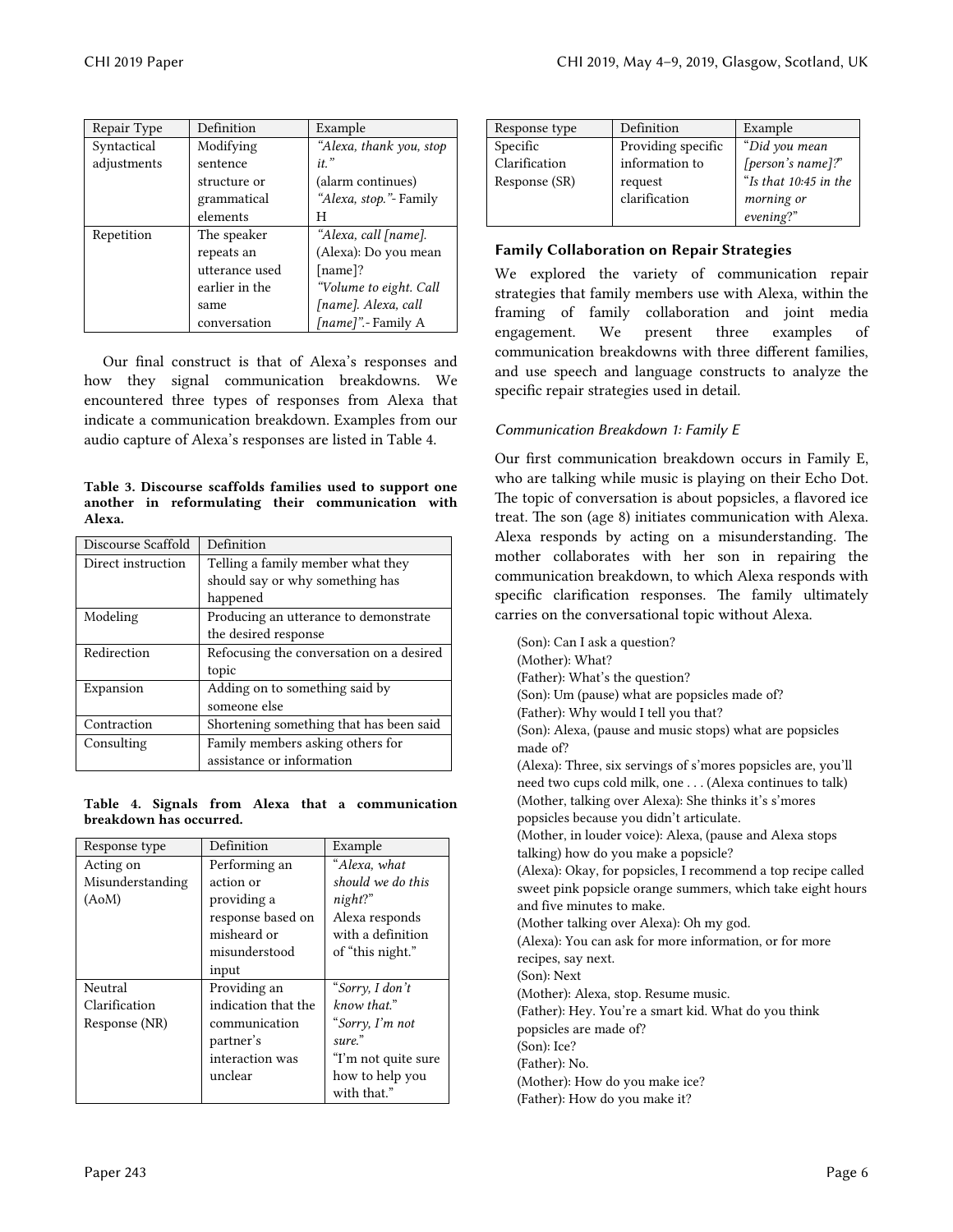| Repair Type | Definition | Example |
| --- | --- | --- |
| Syntactical adjustments | Modifying sentence structure or grammatical elements | *"Alexa, thank you, stop it."* (alarm continues) *"Alexa, stop."*- Family H |
| Repetition | The speaker repeats an utterance used earlier in the same conversation | *"Alexa, call [name].* (Alexa): Do you mean [name]? *"Volume to eight. Call [name]. Alexa, call [name]".*- Family A |

Our final construct is that of Alexa's responses and how they signal communication breakdowns. We encountered three types of responses from Alexa that indicate a communication breakdown. Examples from our audio capture of Alexa's responses are listed in Table 4.

**Table 3. Discourse scaffolds families used to support one another in reformulating their communication with Alexa.**

| Discourse Scaffold | Definition |
| --- | --- |
| Direct instruction | Telling a family member what they should say or why something has happened |
| Modeling | Producing an utterance to demonstrate the desired response |
| Redirection | Refocusing the conversation on a desired topic |
| Expansion | Adding on to something said by someone else |
| Contraction | Shortening something that has been said |
| Consulting | Family members asking others for assistance or information |

**Table 4. Signals from Alexa that a communication breakdown has occurred.**

| Response type | Definition | Example |
| --- | --- | --- |
| Acting on Misunderstanding (AoM) | Performing an action or providing a response based on misheard or misunderstood input | "*Alexa, what should we do this night?*" Alexa responds with a definition of "this night." |
| Neutral Clarification Response (NR) | Providing an indication that the communication partner's interaction was unclear | "*Sorry, I don't know that.*" "*Sorry, I'm not sure.*" "I'm not quite sure how to help you with that." |
| Specific Clarification Response (SR) | Providing specific information to request clarification | "*Did you mean [person's name]?*" "*Is that 10:45 in the morning or evening?*" |

### Family Collaboration on Repair Strategies

We explored the variety of communication repair strategies that family members use with Alexa, within the framing of family collaboration and joint media engagement. We present three examples of communication breakdowns with three different families, and use speech and language constructs to analyze the specific repair strategies used in detail.

#### *Communication Breakdown 1: Family E*

Our first communication breakdown occurs in Family E, who are talking while music is playing on their Echo Dot. The topic of conversation is about popsicles, a flavored ice treat. The son (age 8) initiates communication with Alexa. Alexa responds by acting on a misunderstanding. The mother collaborates with her son in repairing the communication breakdown, to which Alexa responds with specific clarification responses. The family ultimately carries on the conversational topic without Alexa.

(Son): Can I ask a question?
(Mother): What?
(Father): What's the question?
(Son): Um (pause) what are popsicles made of?
(Father): Why would I tell you that?
(Son): Alexa, (pause and music stops) what are popsicles made of?
(Alexa): Three, six servings of s'mores popsicles are, you'll need two cups cold milk, one . . . (Alexa continues to talk)
(Mother, talking over Alexa): She thinks it's s'mores popsicles because you didn't articulate.
(Mother, in louder voice): Alexa, (pause and Alexa stops talking) how do you make a popsicle?
(Alexa): Okay, for popsicles, I recommend a top recipe called sweet pink popsicle orange summers, which take eight hours and five minutes to make.
(Mother talking over Alexa): Oh my god.
(Alexa): You can ask for more information, or for more recipes, say next.
(Son): Next
(Mother): Alexa, stop. Resume music.
(Father): Hey. You're a smart kid. What do you think popsicles are made of?
(Son): Ice?
(Father): No.
(Mother): How do you make ice?
(Father): How do you make it?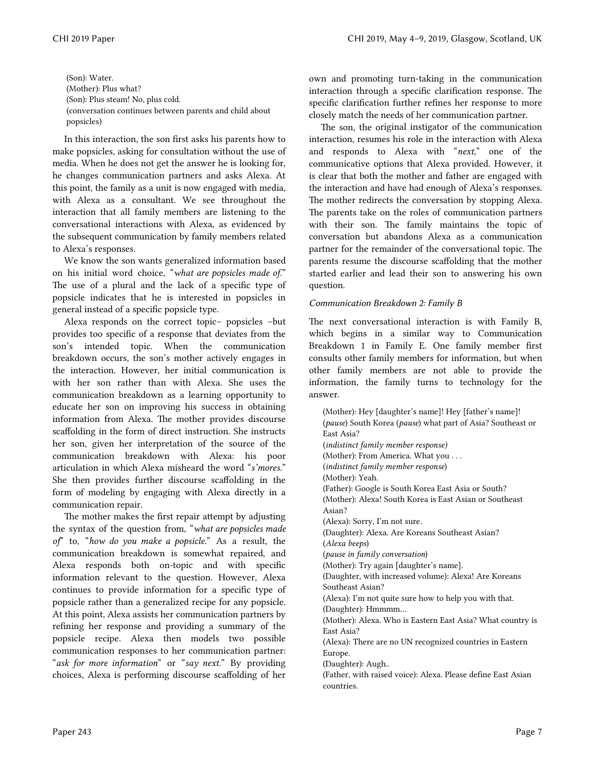(Son): Water.
(Mother): Plus what?
(Son): Plus steam! No, plus cold.
(conversation continues between parents and child about popsicles)

In this interaction, the son first asks his parents how to make popsicles, asking for consultation without the use of media. When he does not get the answer he is looking for, he changes communication partners and asks Alexa. At this point, the family as a unit is now engaged with media, with Alexa as a consultant. We see throughout the interaction that all family members are listening to the conversational interactions with Alexa, as evidenced by the subsequent communication by family members related to Alexa's responses.

We know the son wants generalized information based on his initial word choice, "*what are popsicles made of.*" The use of a plural and the lack of a specific type of popsicle indicates that he is interested in popsicles in general instead of a specific popsicle type.

Alexa responds on the correct topic– popsicles –but provides too specific of a response that deviates from the son's intended topic. When the communication breakdown occurs, the son's mother actively engages in the interaction. However, her initial communication is with her son rather than with Alexa. She uses the communication breakdown as a learning opportunity to educate her son on improving his success in obtaining information from Alexa. The mother provides discourse scaffolding in the form of direct instruction. She instructs her son, given her interpretation of the source of the communication breakdown with Alexa: his poor articulation in which Alexa misheard the word "*s'mores.*" She then provides further discourse scaffolding in the form of modeling by engaging with Alexa directly in a communication repair.

The mother makes the first repair attempt by adjusting the syntax of the question from, "*what are popsicles made of*" to, "*how do you make a popsicle.*" As a result, the communication breakdown is somewhat repaired, and Alexa responds both on-topic and with specific information relevant to the question. However, Alexa continues to provide information for a specific type of popsicle rather than a generalized recipe for any popsicle. At this point, Alexa assists her communication partners by refining her response and providing a summary of the popsicle recipe. Alexa then models two possible communication responses to her communication partner: "*ask for more information*" or "*say next.*" By providing choices, Alexa is performing discourse scaffolding of her own and promoting turn-taking in the communication interaction through a specific clarification response. The specific clarification further refines her response to more closely match the needs of her communication partner.

The son, the original instigator of the communication interaction, resumes his role in the interaction with Alexa and responds to Alexa with "*next,*" one of the communicative options that Alexa provided. However, it is clear that both the mother and father are engaged with the interaction and have had enough of Alexa's responses. The mother redirects the conversation by stopping Alexa. The parents take on the roles of communication partners with their son. The family maintains the topic of conversation but abandons Alexa as a communication partner for the remainder of the conversational topic. The parents resume the discourse scaffolding that the mother started earlier and lead their son to answering his own question.

### *Communication Breakdown 2: Family B*

The next conversational interaction is with Family B, which begins in a similar way to Communication Breakdown 1 in Family E. One family member first consults other family members for information, but when other family members are not able to provide the information, the family turns to technology for the answer.

(Mother): Hey [daughter's name]! Hey [father's name]! (*pause*) South Korea (*pause*) what part of Asia? Southeast or East Asia?
(*indistinct family member response)*
(Mother): From America. What you . . .
(*indistinct family member response*)
(Mother): Yeah.
(Father): Google is South Korea East Asia or South?
(Mother): Alexa! South Korea is East Asian or Southeast Asian?
(Alexa): Sorry, I'm not sure.
(Daughter): Alexa. Are Koreans Southeast Asian?
(*Alexa beeps*)
(*pause in family conversation*)
(Mother): Try again [daughter's name].
(Daughter, with increased volume): Alexa! Are Koreans Southeast Asian?
(Alexa): I'm not quite sure how to help you with that.
(Daughter): Hmmmm…
(Mother): Alexa. Who is Eastern East Asia? What country is East Asia?
(Alexa): There are no UN recognized countries in Eastern Europe.
(Daughter): Augh..
(Father, with raised voice): Alexa. Please define East Asian countries.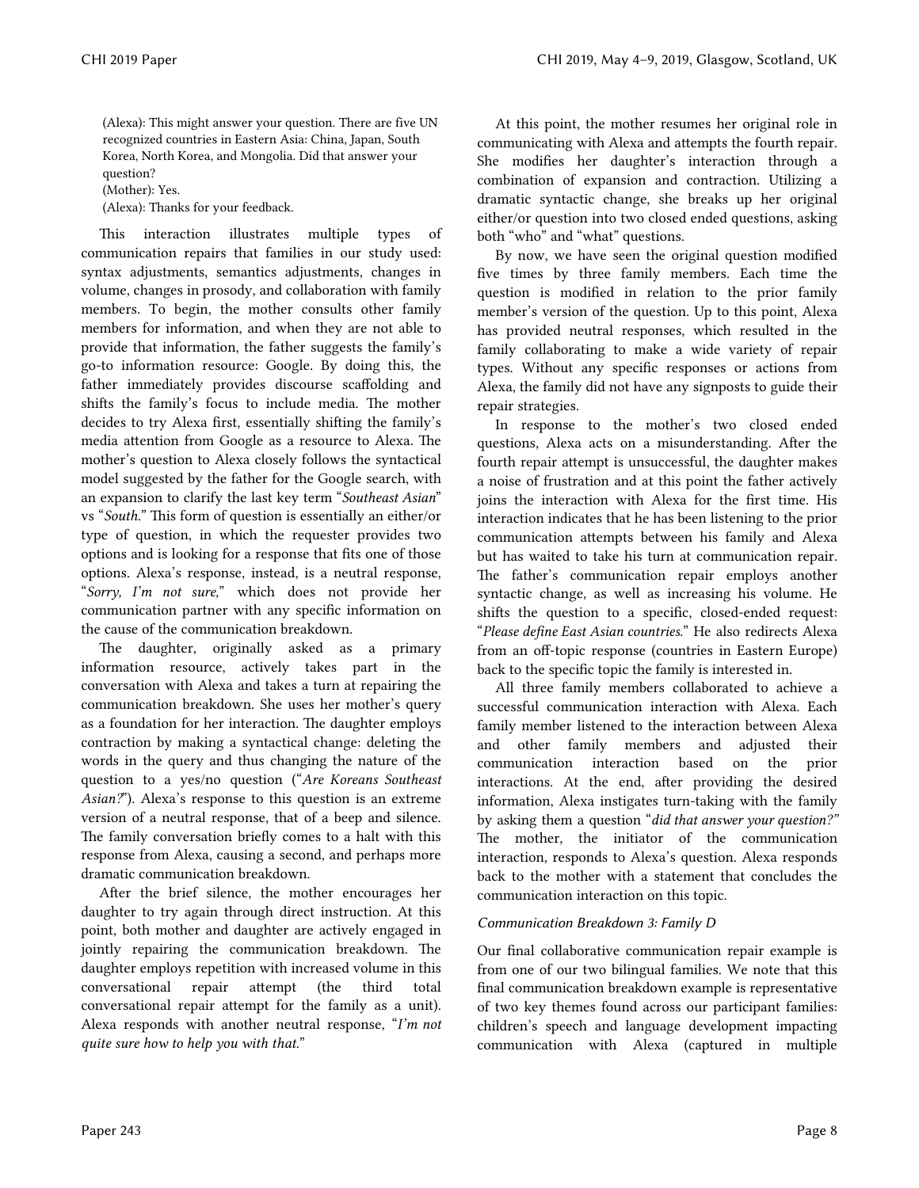(Alexa): This might answer your question. There are five UN recognized countries in Eastern Asia: China, Japan, South Korea, North Korea, and Mongolia. Did that answer your question?
(Mother): Yes.
(Alexa): Thanks for your feedback.

This interaction illustrates multiple types of communication repairs that families in our study used: syntax adjustments, semantics adjustments, changes in volume, changes in prosody, and collaboration with family members. To begin, the mother consults other family members for information, and when they are not able to provide that information, the father suggests the family's go-to information resource: Google. By doing this, the father immediately provides discourse scaffolding and shifts the family's focus to include media. The mother decides to try Alexa first, essentially shifting the family's media attention from Google as a resource to Alexa. The mother's question to Alexa closely follows the syntactical model suggested by the father for the Google search, with an expansion to clarify the last key term "*Southeast Asian*" vs "*South*." This form of question is essentially an either/or type of question, in which the requester provides two options and is looking for a response that fits one of those options. Alexa's response, instead, is a neutral response, "*Sorry, I'm not sure,*" which does not provide her communication partner with any specific information on the cause of the communication breakdown.

The daughter, originally asked as a primary information resource, actively takes part in the conversation with Alexa and takes a turn at repairing the communication breakdown. She uses her mother's query as a foundation for her interaction. The daughter employs contraction by making a syntactical change: deleting the words in the query and thus changing the nature of the question to a yes/no question ("*Are Koreans Southeast Asian?*"). Alexa's response to this question is an extreme version of a neutral response, that of a beep and silence. The family conversation briefly comes to a halt with this response from Alexa, causing a second, and perhaps more dramatic communication breakdown.

After the brief silence, the mother encourages her daughter to try again through direct instruction. At this point, both mother and daughter are actively engaged in jointly repairing the communication breakdown. The daughter employs repetition with increased volume in this conversational repair attempt (the third total conversational repair attempt for the family as a unit). Alexa responds with another neutral response, "*I'm not quite sure how to help you with that.*"

At this point, the mother resumes her original role in communicating with Alexa and attempts the fourth repair. She modifies her daughter's interaction through a combination of expansion and contraction. Utilizing a dramatic syntactic change, she breaks up her original either/or question into two closed ended questions, asking both "who" and "what" questions.

By now, we have seen the original question modified five times by three family members. Each time the question is modified in relation to the prior family member's version of the question. Up to this point, Alexa has provided neutral responses, which resulted in the family collaborating to make a wide variety of repair types. Without any specific responses or actions from Alexa, the family did not have any signposts to guide their repair strategies.

In response to the mother's two closed ended questions, Alexa acts on a misunderstanding. After the fourth repair attempt is unsuccessful, the daughter makes a noise of frustration and at this point the father actively joins the interaction with Alexa for the first time. His interaction indicates that he has been listening to the prior communication attempts between his family and Alexa but has waited to take his turn at communication repair. The father's communication repair employs another syntactic change, as well as increasing his volume. He shifts the question to a specific, closed-ended request: "*Please define East Asian countries.*" He also redirects Alexa from an off-topic response (countries in Eastern Europe) back to the specific topic the family is interested in.

All three family members collaborated to achieve a successful communication interaction with Alexa. Each family member listened to the interaction between Alexa and other family members and adjusted their communication interaction based on the prior interactions. At the end, after providing the desired information, Alexa instigates turn-taking with the family by asking them a question "*did that answer your question?*" The mother, the initiator of the communication interaction, responds to Alexa's question. Alexa responds back to the mother with a statement that concludes the communication interaction on this topic.

### *Communication Breakdown 3: Family D*

Our final collaborative communication repair example is from one of our two bilingual families. We note that this final communication breakdown example is representative of two key themes found across our participant families: children's speech and language development impacting communication with Alexa (captured in multiple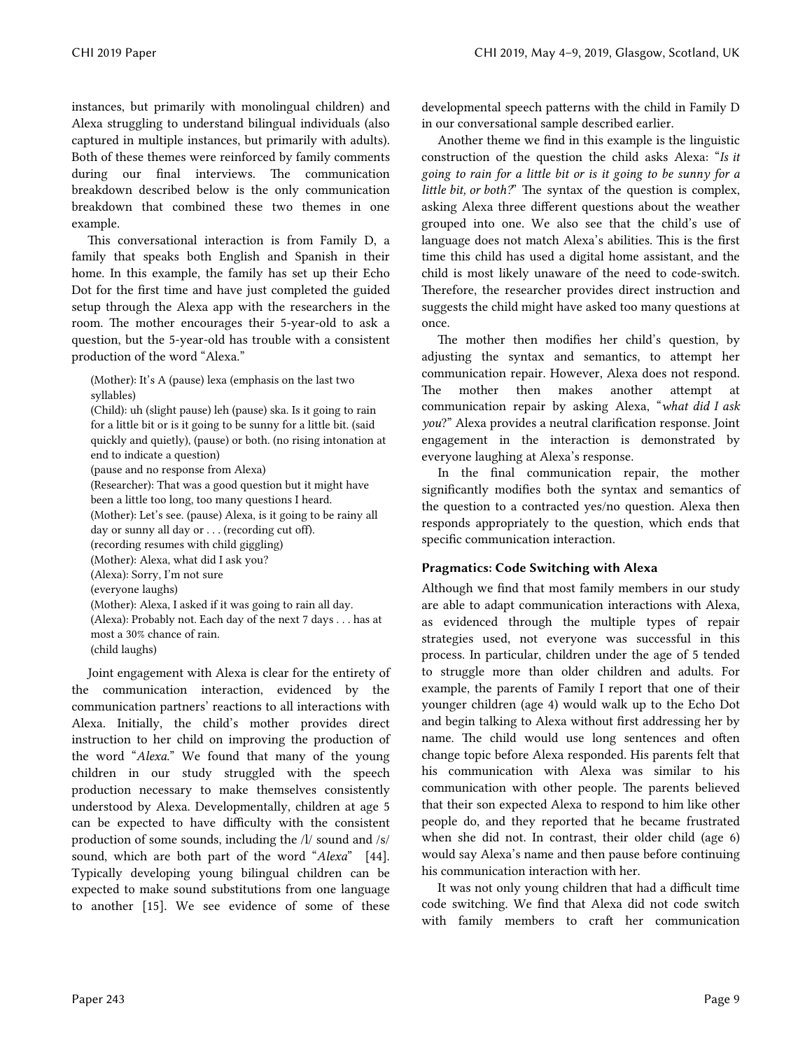instances, but primarily with monolingual children) and Alexa struggling to understand bilingual individuals (also captured in multiple instances, but primarily with adults). Both of these themes were reinforced by family comments during our final interviews. The communication breakdown described below is the only communication breakdown that combined these two themes in one example.

This conversational interaction is from Family D, a family that speaks both English and Spanish in their home. In this example, the family has set up their Echo Dot for the first time and have just completed the guided setup through the Alexa app with the researchers in the room. The mother encourages their 5-year-old to ask a question, but the 5-year-old has trouble with a consistent production of the word "Alexa."

> (Mother): It's A (pause) lexa (emphasis on the last two syllables)
> (Child): uh (slight pause) leh (pause) ska. Is it going to rain for a little bit or is it going to be sunny for a little bit. (said quickly and quietly), (pause) or both. (no rising intonation at end to indicate a question)
> (pause and no response from Alexa)
> (Researcher): That was a good question but it might have been a little too long, too many questions I heard.
> (Mother): Let's see. (pause) Alexa, is it going to be rainy all day or sunny all day or . . . (recording cut off).
> (recording resumes with child giggling)
> (Mother): Alexa, what did I ask you?
> (Alexa): Sorry, I'm not sure
> (everyone laughs)
> (Mother): Alexa, I asked if it was going to rain all day.
> (Alexa): Probably not. Each day of the next 7 days . . . has at most a 30% chance of rain.
> (child laughs)

Joint engagement with Alexa is clear for the entirety of the communication interaction, evidenced by the communication partners' reactions to all interactions with Alexa. Initially, the child's mother provides direct instruction to her child on improving the production of the word "*Alexa*." We found that many of the young children in our study struggled with the speech production necessary to make themselves consistently understood by Alexa. Developmentally, children at age 5 can be expected to have difficulty with the consistent production of some sounds, including the /l/ sound and /s/ sound, which are both part of the word "*Alexa*" [44]. Typically developing young bilingual children can be expected to make sound substitutions from one language to another [15]. We see evidence of some of these developmental speech patterns with the child in Family D in our conversational sample described earlier.

Another theme we find in this example is the linguistic construction of the question the child asks Alexa: "*Is it going to rain for a little bit or is it going to be sunny for a little bit, or both?*" The syntax of the question is complex, asking Alexa three different questions about the weather grouped into one. We also see that the child's use of language does not match Alexa's abilities. This is the first time this child has used a digital home assistant, and the child is most likely unaware of the need to code-switch. Therefore, the researcher provides direct instruction and suggests the child might have asked too many questions at once.

The mother then modifies her child's question, by adjusting the syntax and semantics, to attempt her communication repair. However, Alexa does not respond. The mother then makes another attempt at communication repair by asking Alexa, "*what did I ask you*?" Alexa provides a neutral clarification response. Joint engagement in the interaction is demonstrated by everyone laughing at Alexa's response.

In the final communication repair, the mother significantly modifies both the syntax and semantics of the question to a contracted yes/no question. Alexa then responds appropriately to the question, which ends that specific communication interaction.

### Pragmatics: Code Switching with Alexa

Although we find that most family members in our study are able to adapt communication interactions with Alexa, as evidenced through the multiple types of repair strategies used, not everyone was successful in this process. In particular, children under the age of 5 tended to struggle more than older children and adults. For example, the parents of Family I report that one of their younger children (age 4) would walk up to the Echo Dot and begin talking to Alexa without first addressing her by name. The child would use long sentences and often change topic before Alexa responded. His parents felt that his communication with Alexa was similar to his communication with other people. The parents believed that their son expected Alexa to respond to him like other people do, and they reported that he became frustrated when she did not. In contrast, their older child (age 6) would say Alexa's name and then pause before continuing his communication interaction with her.

It was not only young children that had a difficult time code switching. We find that Alexa did not code switch with family members to craft her communication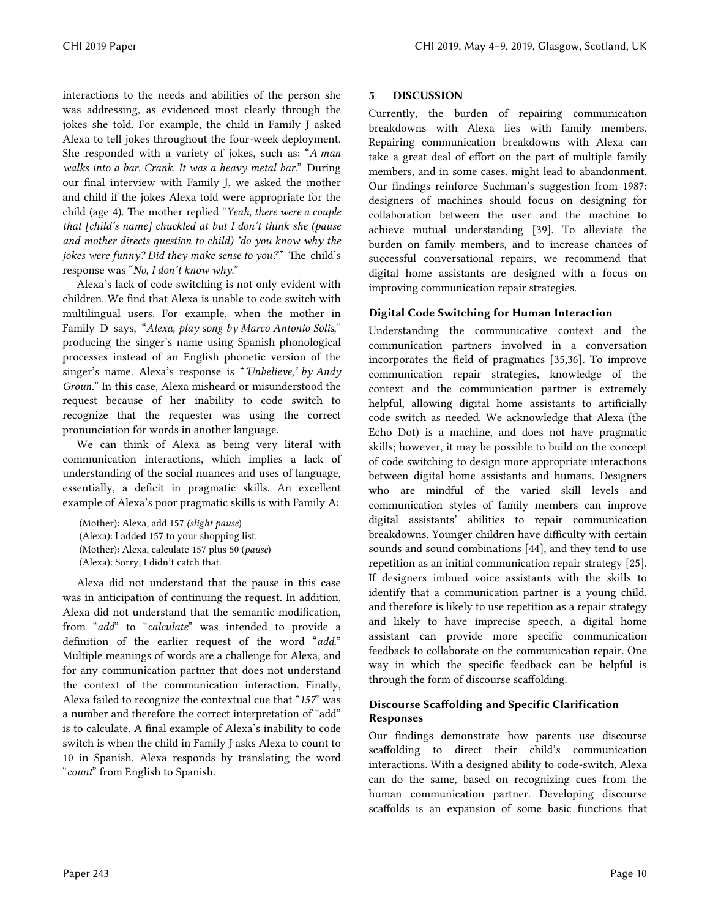interactions to the needs and abilities of the person she was addressing, as evidenced most clearly through the jokes she told. For example, the child in Family J asked Alexa to tell jokes throughout the four-week deployment. She responded with a variety of jokes, such as: "*A man walks into a bar. Crank. It was a heavy metal bar.*" During our final interview with Family J, we asked the mother and child if the jokes Alexa told were appropriate for the child (age 4). The mother replied "*Yeah, there were a couple that [child's name] chuckled at but I don't think she (pause and mother directs question to child) 'do you know why the jokes were funny? Did they make sense to you?'*" The child's response was "*No, I don't know why.*"

Alexa's lack of code switching is not only evident with children. We find that Alexa is unable to code switch with multilingual users. For example, when the mother in Family D says, "*Alexa, play song by Marco Antonio Solis,*" producing the singer's name using Spanish phonological processes instead of an English phonetic version of the singer's name. Alexa's response is "*'Unbelieve,' by Andy Groun.*" In this case, Alexa misheard or misunderstood the request because of her inability to code switch to recognize that the requester was using the correct pronunciation for words in another language.

We can think of Alexa as being very literal with communication interactions, which implies a lack of understanding of the social nuances and uses of language, essentially, a deficit in pragmatic skills. An excellent example of Alexa's poor pragmatic skills is with Family A:

> (Mother): Alexa, add 157 *(slight pause)*
> (Alexa): I added 157 to your shopping list.
> (Mother): Alexa, calculate 157 plus 50 (*pause*)
> (Alexa): Sorry, I didn't catch that.

Alexa did not understand that the pause in this case was in anticipation of continuing the request. In addition, Alexa did not understand that the semantic modification, from "*add*" to "*calculate*" was intended to provide a definition of the earlier request of the word "*add.*" Multiple meanings of words are a challenge for Alexa, and for any communication partner that does not understand the context of the communication interaction. Finally, Alexa failed to recognize the contextual cue that "*157*" was a number and therefore the correct interpretation of "add" is to calculate. A final example of Alexa's inability to code switch is when the child in Family J asks Alexa to count to 10 in Spanish. Alexa responds by translating the word "*count*" from English to Spanish.

## 5 DISCUSSION

Currently, the burden of repairing communication breakdowns with Alexa lies with family members. Repairing communication breakdowns with Alexa can take a great deal of effort on the part of multiple family members, and in some cases, might lead to abandonment. Our findings reinforce Suchman's suggestion from 1987: designers of machines should focus on designing for collaboration between the user and the machine to achieve mutual understanding [39]. To alleviate the burden on family members, and to increase chances of successful conversational repairs, we recommend that digital home assistants are designed with a focus on improving communication repair strategies.

### Digital Code Switching for Human Interaction

Understanding the communicative context and the communication partners involved in a conversation incorporates the field of pragmatics [35,36]. To improve communication repair strategies, knowledge of the context and the communication partner is extremely helpful, allowing digital home assistants to artificially code switch as needed. We acknowledge that Alexa (the Echo Dot) is a machine, and does not have pragmatic skills; however, it may be possible to build on the concept of code switching to design more appropriate interactions between digital home assistants and humans. Designers who are mindful of the varied skill levels and communication styles of family members can improve digital assistants' abilities to repair communication breakdowns. Younger children have difficulty with certain sounds and sound combinations [44], and they tend to use repetition as an initial communication repair strategy [25]. If designers imbued voice assistants with the skills to identify that a communication partner is a young child, and therefore is likely to use repetition as a repair strategy and likely to have imprecise speech, a digital home assistant can provide more specific communication feedback to collaborate on the communication repair. One way in which the specific feedback can be helpful is through the form of discourse scaffolding.

### Discourse Scaffolding and Specific Clarification Responses

Our findings demonstrate how parents use discourse scaffolding to direct their child's communication interactions. With a designed ability to code-switch, Alexa can do the same, based on recognizing cues from the human communication partner. Developing discourse scaffolds is an expansion of some basic functions that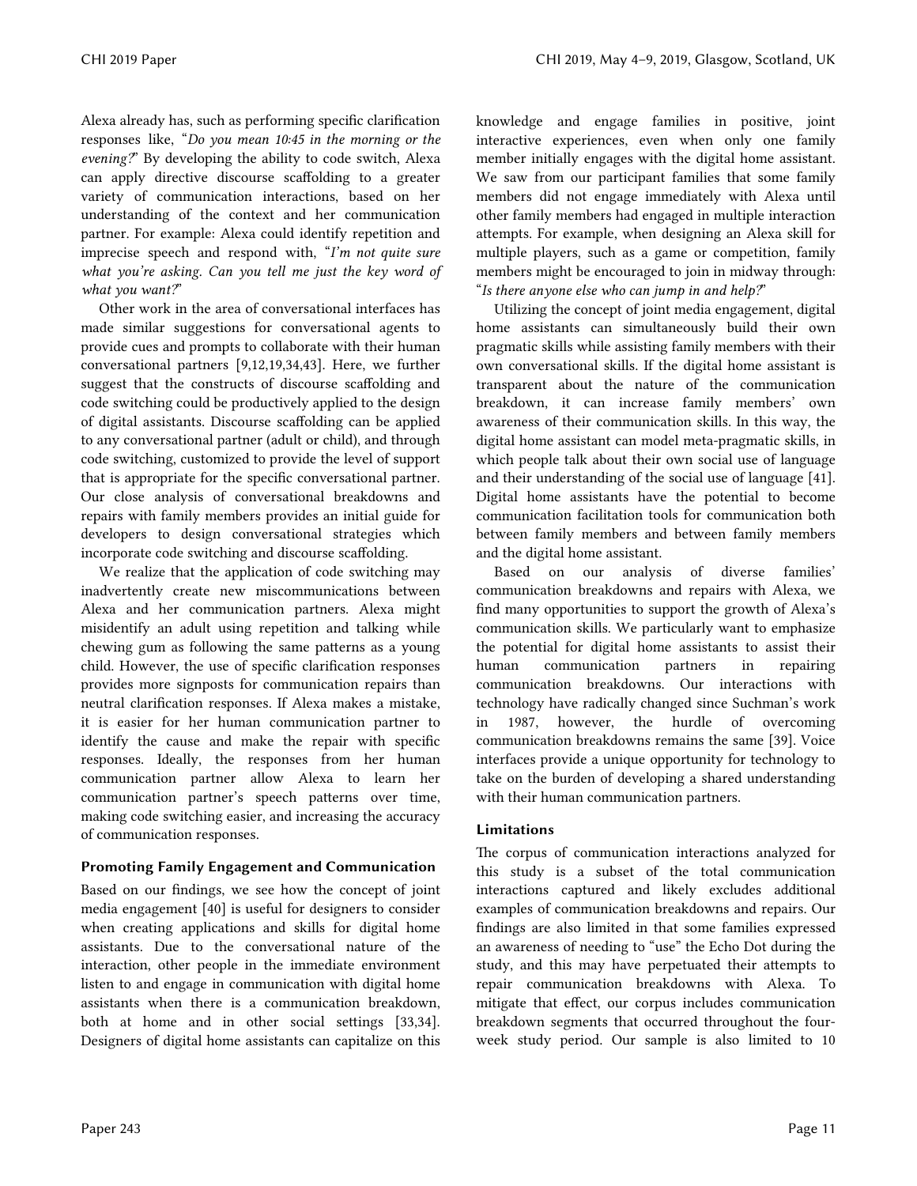Alexa already has, such as performing specific clarification responses like, "*Do you mean 10:45 in the morning or the evening?*" By developing the ability to code switch, Alexa can apply directive discourse scaffolding to a greater variety of communication interactions, based on her understanding of the context and her communication partner. For example: Alexa could identify repetition and imprecise speech and respond with, "*I'm not quite sure what you're asking. Can you tell me just the key word of what you want?*"

Other work in the area of conversational interfaces has made similar suggestions for conversational agents to provide cues and prompts to collaborate with their human conversational partners [9,12,19,34,43]. Here, we further suggest that the constructs of discourse scaffolding and code switching could be productively applied to the design of digital assistants. Discourse scaffolding can be applied to any conversational partner (adult or child), and through code switching, customized to provide the level of support that is appropriate for the specific conversational partner. Our close analysis of conversational breakdowns and repairs with family members provides an initial guide for developers to design conversational strategies which incorporate code switching and discourse scaffolding.

We realize that the application of code switching may inadvertently create new miscommunications between Alexa and her communication partners. Alexa might misidentify an adult using repetition and talking while chewing gum as following the same patterns as a young child. However, the use of specific clarification responses provides more signposts for communication repairs than neutral clarification responses. If Alexa makes a mistake, it is easier for her human communication partner to identify the cause and make the repair with specific responses. Ideally, the responses from her human communication partner allow Alexa to learn her communication partner's speech patterns over time, making code switching easier, and increasing the accuracy of communication responses.

### Promoting Family Engagement and Communication

Based on our findings, we see how the concept of joint media engagement [40] is useful for designers to consider when creating applications and skills for digital home assistants. Due to the conversational nature of the interaction, other people in the immediate environment listen to and engage in communication with digital home assistants when there is a communication breakdown, both at home and in other social settings [33,34]. Designers of digital home assistants can capitalize on this knowledge and engage families in positive, joint interactive experiences, even when only one family member initially engages with the digital home assistant. We saw from our participant families that some family members did not engage immediately with Alexa until other family members had engaged in multiple interaction attempts. For example, when designing an Alexa skill for multiple players, such as a game or competition, family members might be encouraged to join in midway through: "*Is there anyone else who can jump in and help?*"

Utilizing the concept of joint media engagement, digital home assistants can simultaneously build their own pragmatic skills while assisting family members with their own conversational skills. If the digital home assistant is transparent about the nature of the communication breakdown, it can increase family members' own awareness of their communication skills. In this way, the digital home assistant can model meta-pragmatic skills, in which people talk about their own social use of language and their understanding of the social use of language [41]. Digital home assistants have the potential to become communication facilitation tools for communication both between family members and between family members and the digital home assistant.

Based on our analysis of diverse families' communication breakdowns and repairs with Alexa, we find many opportunities to support the growth of Alexa's communication skills. We particularly want to emphasize the potential for digital home assistants to assist their human communication partners in repairing communication breakdowns. Our interactions with technology have radically changed since Suchman's work in 1987, however, the hurdle of overcoming communication breakdowns remains the same [39]. Voice interfaces provide a unique opportunity for technology to take on the burden of developing a shared understanding with their human communication partners.

### Limitations

The corpus of communication interactions analyzed for this study is a subset of the total communication interactions captured and likely excludes additional examples of communication breakdowns and repairs. Our findings are also limited in that some families expressed an awareness of needing to "use" the Echo Dot during the study, and this may have perpetuated their attempts to repair communication breakdowns with Alexa. To mitigate that effect, our corpus includes communication breakdown segments that occurred throughout the four-week study period. Our sample is also limited to 10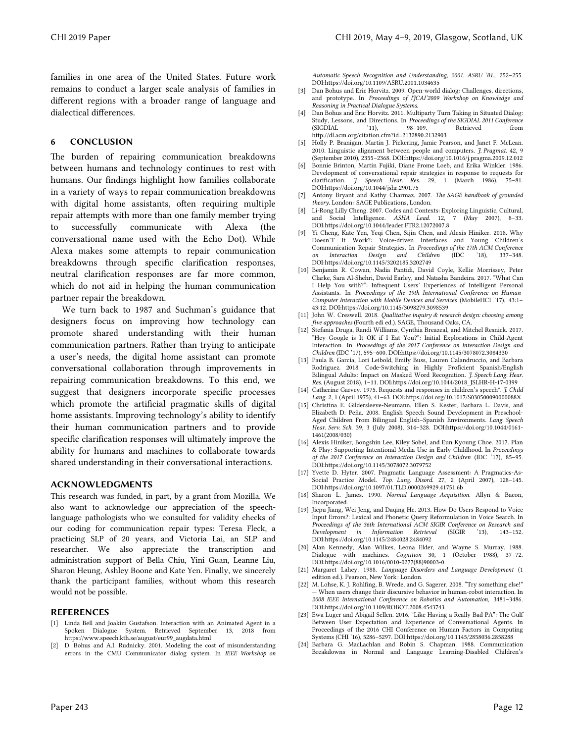families in one area of the United States. Future work remains to conduct a larger scale analysis of families in different regions with a broader range of language and dialectical differences.

## 6 CONCLUSION

The burden of repairing communication breakdowns between humans and technology continues to rest with humans. Our findings highlight how families collaborate in a variety of ways to repair communication breakdowns with digital home assistants, often requiring multiple repair attempts with more than one family member trying to successfully communicate with Alexa (the conversational name used with the Echo Dot). While Alexa makes some attempts to repair communication breakdowns through specific clarification responses, neutral clarification responses are far more common, which do not aid in helping the human communication partner repair the breakdown.

We turn back to 1987 and Suchman's guidance that designers focus on improving how technology can promote shared understanding with their human communication partners. Rather than trying to anticipate a user's needs, the digital home assistant can promote conversational collaboration through improvements in repairing communication breakdowns. To this end, we suggest that designers incorporate specific processes which promote the artificial pragmatic skills of digital home assistants. Improving technology's ability to identify their human communication partners and to provide specific clarification responses will ultimately improve the ability for humans and machines to collaborate towards shared understanding in their conversational interactions.

## ACKNOWLEDGMENTS

This research was funded, in part, by a grant from Mozilla. We also want to acknowledge our appreciation of the speech-language pathologists who we consulted for validity checks of our coding for communication repair types: Teresa Fleck, a practicing SLP of 20 years, and Victoria Lai, an SLP and researcher. We also appreciate the transcription and administration support of Bella Chiu, Yini Guan, Leanne Liu, Sharon Heung, Ashley Boone and Kate Yen. Finally, we sincerely thank the participant families, without whom this research would not be possible.

## REFERENCES

[1] Linda Bell and Joakim Gustafson. Interaction with an Animated Agent in a Spoken Dialogue System. Retrieved September 13, 2018 from https://www.speech.kth.se/august/eur99_augdata.html

[2] D. Bohus and A.I. Rudnicky. 2001. Modeling the cost of misunderstanding errors in the CMU Communicator dialog system. In *IEEE Workshop on Automatic Speech Recognition and Understanding, 2001. ASRU '01.*, 252–255. DOI:https://doi.org/10.1109/ASRU.2001.1034635

[3] Dan Bohus and Eric Horvitz. 2009. Open-world dialog: Challenges, directions, and prototype. In *Proceedings of IJCAI'2009 Workshop on Knowledge and Reasoning in Practical Dialogue Systems*.

[4] Dan Bohus and Eric Horvitz. 2011. Multiparty Turn Taking in Situated Dialog: Study, Lessons, and Directions. In *Proceedings of the SIGDIAL 2011 Conference* (SIGDIAL '11), 98–109. Retrieved from http://dl.acm.org/citation.cfm?id=2132890.2132903

[5] Holly P. Branigan, Martin J. Pickering, Jamie Pearson, and Janet F. McLean. 2010. Linguistic alignment between people and computers. *J. Pragmat.* 42, 9 (September 2010), 2355–2368. DOI:https://doi.org/10.1016/j.pragma.2009.12.012

[6] Bonnie Brinton, Martin Fujiki, Diane Frome Loeb, and Erika Winkler. 1986. Development of conversational repair strategies in response to requests for clarification. *J. Speech Hear. Res.* 29, 1 (March 1986), 75–81. DOI:https://doi.org/10.1044/jshr.2901.75

[7] Antony Bryant and Kathy Charmaz. 2007. *The SAGE handbook of grounded theory.* London : SAGE Publications, London.

[8] Li-Rong Lilly Cheng. 2007. Codes and Contexts: Exploring Linguistic, Cultural, and Social Intelligence. *ASHA Lead.* 12, 7 (May 2007), 8–33. DOI:https://doi.org/10.1044/leader.FTR2.12072007.8

[9] Yi Cheng, Kate Yen, Yeqi Chen, Sijin Chen, and Alexis Hiniker. 2018. Why Doesn'T It Work?: Voice-driven Interfaces and Young Children's Communication Repair Strategies. In *Proceedings of the 17th ACM Conference on Interaction Design and Children* (IDC '18), 337–348. DOI:https://doi.org/10.1145/3202185.3202749

[10] Benjamin R. Cowan, Nadia Pantidi, David Coyle, Kellie Morrissey, Peter Clarke, Sara Al-Shehri, David Earley, and Natasha Bandeira. 2017. "What Can I Help You with?": Infrequent Users' Experiences of Intelligent Personal Assistants. In *Proceedings of the 19th International Conference on Human-Computer Interaction with Mobile Devices and Services* (MobileHCI '17), 43:1–43:12. DOI:https://doi.org/10.1145/3098279.3098539

[11] John W. Creswell. 2018. *Qualitative inquiry & research design: choosing among five approaches* (Fourth edi ed.). SAGE, Thousand Oaks, CA.

[12] Stefania Druga, Randi Williams, Cynthia Breazeal, and Mitchel Resnick. 2017. "Hey Google is It OK if I Eat You?": Initial Explorations in Child-Agent Interaction. In *Proceedings of the 2017 Conference on Interaction Design and Children* (IDC '17), 595–600. DOI:https://doi.org/10.1145/3078072.3084330

[13] Paula B. García, Lori Leibold, Emily Buss, Lauren Calandruccio, and Barbara Rodriguez. 2018. Code-Switching in Highly Proficient Spanish/English Bilingual Adults: Impact on Masked Word Recognition. *J. Speech Lang. Hear. Res.* (August 2018), 1–11. DOI:https://doi.org/10.1044/2018_JSLHR-H-17-0399

[14] Catherine Garvey. 1975. Requests and responses in children's speech*. *J. Child Lang.* 2, 1 (April 1975), 41–63. DOI:https://doi.org/10.1017/S030500090000088X

[15] Christina E. Gildersleeve-Neumann, Ellen S. Kester, Barbara L. Davis, and Elizabeth D. Peña. 2008. English Speech Sound Development in Preschool-Aged Children From Bilingual English–Spanish Environments. *Lang. Speech Hear. Serv. Sch.* 39, 3 (July 2008), 314–328. DOI:https://doi.org/10.1044/0161-1461(2008/030)

[16] Alexis Hiniker, Bongshin Lee, Kiley Sobel, and Eun Kyoung Choe. 2017. Plan & Play: Supporting Intentional Media Use in Early Childhood. In *Proceedings of the 2017 Conference on Interaction Design and Children* (IDC '17), 85–95. DOI:https://doi.org/10.1145/3078072.3079752

[17] Yvette D. Hyter. 2007. Pragmatic Language Assessment: A Pragmatics-As-Social Practice Model. *Top. Lang. Disord.* 27, 2 (April 2007), 128–145. DOI:https://doi.org/10.1097/01.TLD.0000269929.41751.6b

[18] Sharon L. James. 1990. *Normal Language Acquisition.* Allyn & Bacon, Incorporated.

[19] Jiepu Jiang, Wei Jeng, and Daqing He. 2013. How Do Users Respond to Voice Input Errors?: Lexical and Phonetic Query Reformulation in Voice Search. In *Proceedings of the 36th International ACM SIGIR Conference on Research and Development in Information Retrieval* (SIGIR '13), 143–152. DOI:https://doi.org/10.1145/2484028.2484092

[20] Alan Kennedy, Alan Wilkes, Leona Elder, and Wayne S. Murray. 1988. Dialogue with machines. *Cognition* 30, 1 (October 1988), 37–72. DOI:https://doi.org/10.1016/0010-0277(88)90003-0

[21] Margaret Lahey. 1988. *Language Disorders and Language Development* (1 edition ed.). Pearson, New York : London.

[22] M. Lohse, K. J. Rohlfing, B. Wrede, and G. Sagerer. 2008. "Try something else!" — When users change their discursive behavior in human-robot interaction. In *2008 IEEE International Conference on Robotics and Automation*, 3481–3486. DOI:https://doi.org/10.1109/ROBOT.2008.4543743

[23] Ewa Luger and Abigail Sellen. 2016. "Like Having a Really Bad PA": The Gulf Between User Expectation and Experience of Conversational Agents. In Proceedings of the 2016 CHI Conference on Human Factors in Computing Systems (CHI '16), 5286–5297. DOI:https://doi.org/10.1145/2858036.2858288

[24] Barbara G. MacLachlan and Robin S. Chapman. 1988. Communication Breakdowns in Normal and Language Learning-Disabled Children's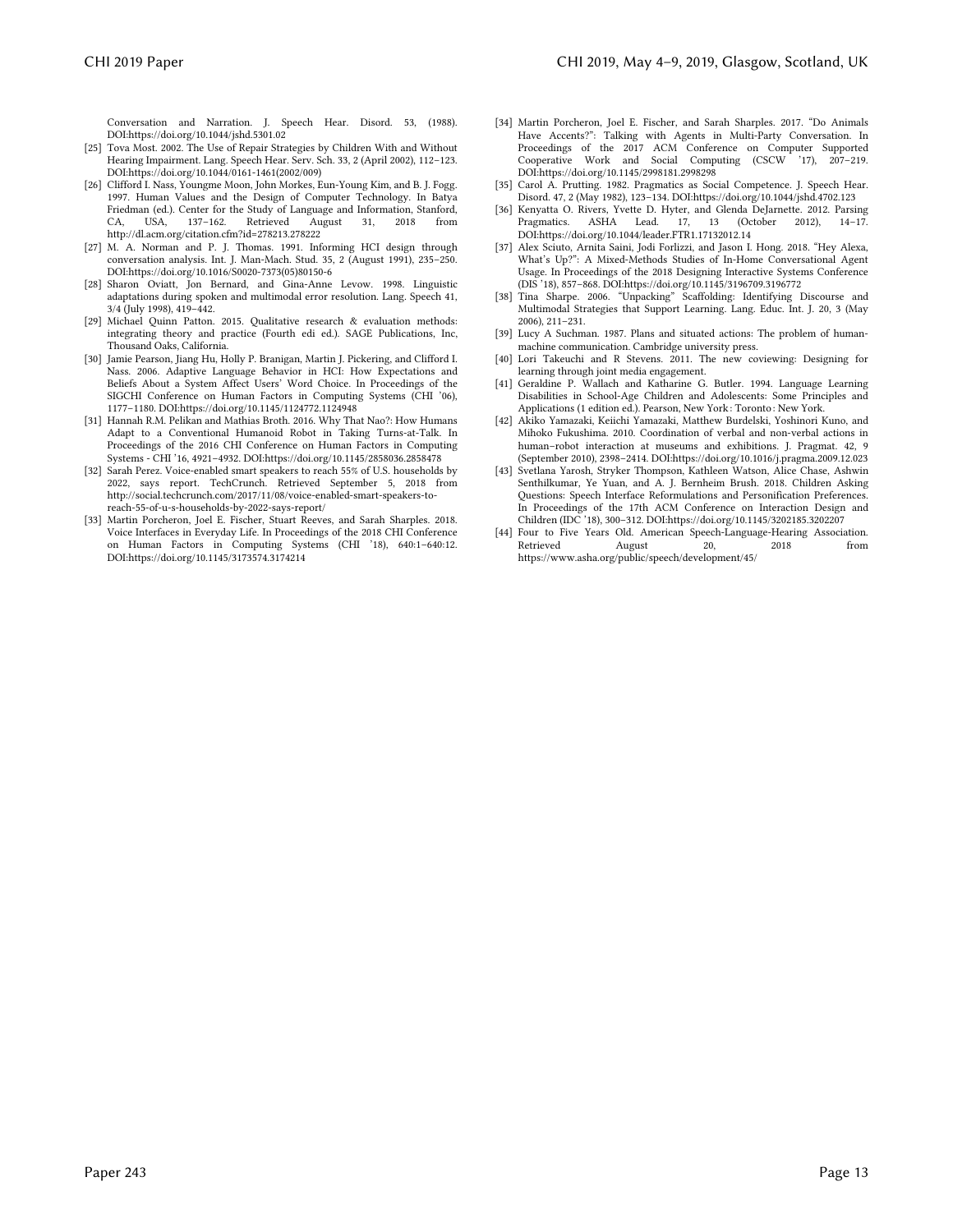Conversation and Narration. J. Speech Hear. Disord. 53, (1988). DOI:https://doi.org/10.1044/jshd.5301.02

[25] Tova Most. 2002. The Use of Repair Strategies by Children With and Without Hearing Impairment. Lang. Speech Hear. Serv. Sch. 33, 2 (April 2002), 112–123. DOI:https://doi.org/10.1044/0161-1461(2002/009)

[26] Clifford I. Nass, Youngme Moon, John Morkes, Eun-Young Kim, and B. J. Fogg. 1997. Human Values and the Design of Computer Technology. In Batya Friedman (ed.). Center for the Study of Language and Information, Stanford, CA, USA, 137–162. Retrieved August 31, 2018 from http://dl.acm.org/citation.cfm?id=278213.278222

[27] M. A. Norman and P. J. Thomas. 1991. Informing HCI design through conversation analysis. Int. J. Man-Mach. Stud. 35, 2 (August 1991), 235–250. DOI:https://doi.org/10.1016/S0020-7373(05)80150-6

[28] Sharon Oviatt, Jon Bernard, and Gina-Anne Levow. 1998. Linguistic adaptations during spoken and multimodal error resolution. Lang. Speech 41, 3/4 (July 1998), 419–442.

[29] Michael Quinn Patton. 2015. Qualitative research & evaluation methods: integrating theory and practice (Fourth edi ed.). SAGE Publications, Inc, Thousand Oaks, California.

[30] Jamie Pearson, Jiang Hu, Holly P. Branigan, Martin J. Pickering, and Clifford I. Nass. 2006. Adaptive Language Behavior in HCI: How Expectations and Beliefs About a System Affect Users' Word Choice. In Proceedings of the SIGCHI Conference on Human Factors in Computing Systems (CHI '06), 1177–1180. DOI:https://doi.org/10.1145/1124772.1124948

[31] Hannah R.M. Pelikan and Mathias Broth. 2016. Why That Nao?: How Humans Adapt to a Conventional Humanoid Robot in Taking Turns-at-Talk. In Proceedings of the 2016 CHI Conference on Human Factors in Computing Systems - CHI '16, 4921–4932. DOI:https://doi.org/10.1145/2858036.2858478

[32] Sarah Perez. Voice-enabled smart speakers to reach 55% of U.S. households by 2022, says report. TechCrunch. Retrieved September 5, 2018 from http://social.techcrunch.com/2017/11/08/voice-enabled-smart-speakers-to-reach-55-of-u-s-households-by-2022-says-report/

[33] Martin Porcheron, Joel E. Fischer, Stuart Reeves, and Sarah Sharples. 2018. Voice Interfaces in Everyday Life. In Proceedings of the 2018 CHI Conference on Human Factors in Computing Systems (CHI '18), 640:1–640:12. DOI:https://doi.org/10.1145/3173574.3174214

[34] Martin Porcheron, Joel E. Fischer, and Sarah Sharples. 2017. "Do Animals Have Accents?": Talking with Agents in Multi-Party Conversation. In Proceedings of the 2017 ACM Conference on Computer Supported Cooperative Work and Social Computing (CSCW '17), 207–219. DOI:https://doi.org/10.1145/2998181.2998298

[35] Carol A. Prutting. 1982. Pragmatics as Social Competence. J. Speech Hear. Disord. 47, 2 (May 1982), 123–134. DOI:https://doi.org/10.1044/jshd.4702.123

[36] Kenyatta O. Rivers, Yvette D. Hyter, and Glenda DeJarnette. 2012. Parsing Pragmatics. ASHA Lead. 17, 13 (October 2012), 14–17. DOI:https://doi.org/10.1044/leader.FTR1.17132012.14

[37] Alex Sciuto, Arnita Saini, Jodi Forlizzi, and Jason I. Hong. 2018. "Hey Alexa, What's Up?": A Mixed-Methods Studies of In-Home Conversational Agent Usage. In Proceedings of the 2018 Designing Interactive Systems Conference (DIS '18), 857–868. DOI:https://doi.org/10.1145/3196709.3196772

[38] Tina Sharpe. 2006. "Unpacking" Scaffolding: Identifying Discourse and Multimodal Strategies that Support Learning. Lang. Educ. Int. J. 20, 3 (May 2006), 211–231.

[39] Lucy A Suchman. 1987. Plans and situated actions: The problem of human-machine communication. Cambridge university press.

[40] Lori Takeuchi and R Stevens. 2011. The new coviewing: Designing for learning through joint media engagement.

[41] Geraldine P. Wallach and Katharine G. Butler. 1994. Language Learning Disabilities in School-Age Children and Adolescents: Some Principles and Applications (1 edition ed.). Pearson, New York : Toronto : New York.

[42] Akiko Yamazaki, Keiichi Yamazaki, Matthew Burdelski, Yoshinori Kuno, and Mihoko Fukushima. 2010. Coordination of verbal and non-verbal actions in human–robot interaction at museums and exhibitions. J. Pragmat. 42, 9 (September 2010), 2398–2414. DOI:https://doi.org/10.1016/j.pragma.2009.12.023

[43] Svetlana Yarosh, Stryker Thompson, Kathleen Watson, Alice Chase, Ashwin Senthilkumar, Ye Yuan, and A. J. Bernheim Brush. 2018. Children Asking Questions: Speech Interface Reformulations and Personification Preferences. In Proceedings of the 17th ACM Conference on Interaction Design and Children (IDC '18), 300–312. DOI:https://doi.org/10.1145/3202185.3202207

[44] Four to Five Years Old. American Speech-Language-Hearing Association. Retrieved August 20, 2018 from https://www.asha.org/public/speech/development/45/